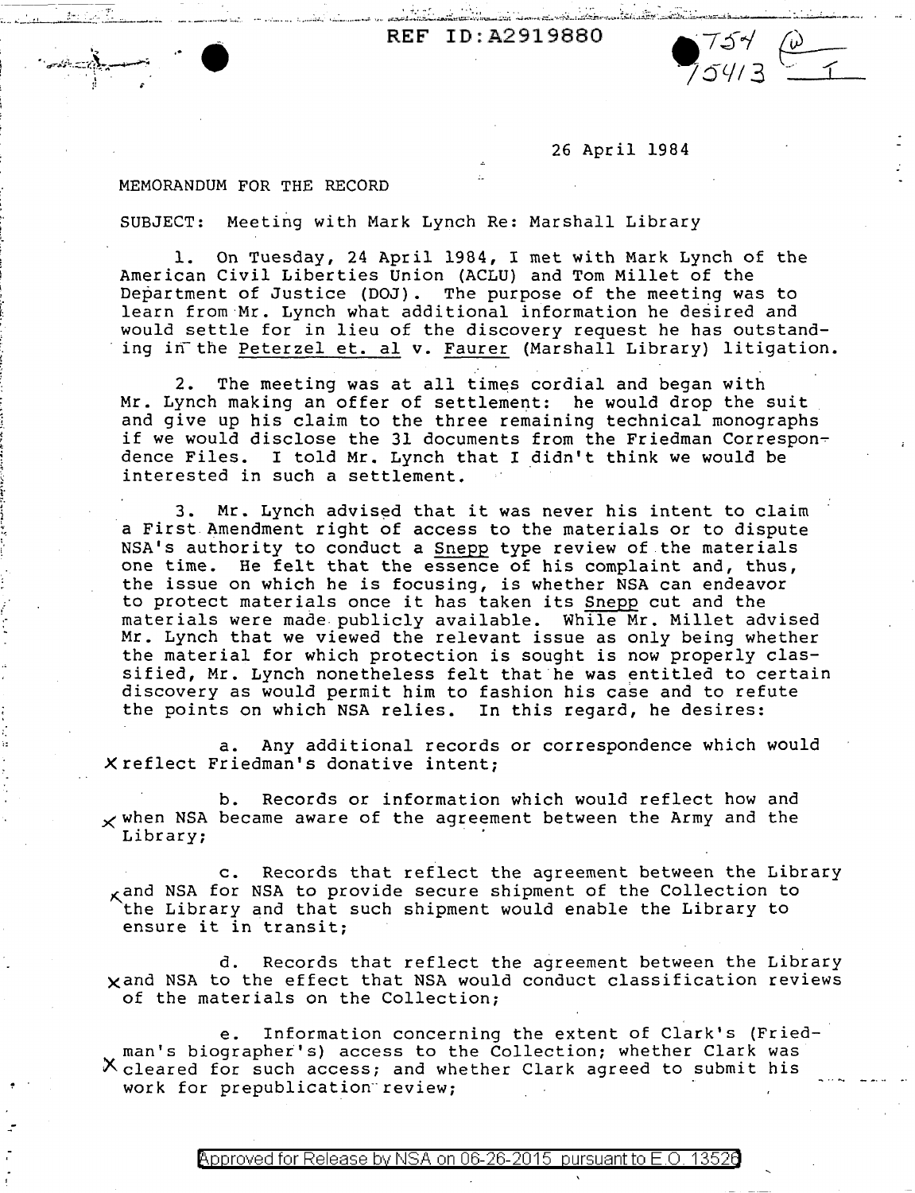REF ID:A2919880

754
75413

26 April 1984

MEMORANDUM FOR THE RECORD

SUBJECT: Meeting with Mark Lynch Re: Marshall Library

1. On Tuesday, 24 April 1984, I met with Mark Lynch of the American Civil Liberties Union (ACLU) and Tom Millet of the Department of Justice (DOJ). The purpose of the meeting was to learn from Mr. Lynch what additional information he desired and would settle for in lieu of the discovery request he has outstanding in the _Peterzel et. al v. Faurer_ (Marshall Library) litigation.

2. The meeting was at all times cordial and began with Mr. Lynch making an offer of settlement: he would drop the suit and give up his claim to the three remaining technical monographs if we would disclose the 31 documents from the Friedman Correspondence Files. I told Mr. Lynch that I didn't think we would be interested in such a settlement.

3. Mr. Lynch advised that it was never his intent to claim a First Amendment right of access to the materials or to dispute NSA's authority to conduct a _Snepp_ type review of the materials one time. He felt that the essence of his complaint and, thus, the issue on which he is focusing, is whether NSA can endeavor to protect materials once it has taken its _Snepp_ cut and the materials were made publicly available. While Mr. Millet advised Mr. Lynch that we viewed the relevant issue as only being whether the material for which protection is sought is now properly classified, Mr. Lynch nonetheless felt that he was entitled to certain discovery as would permit him to fashion his case and to refute the points on which NSA relies. In this regard, he desires:

a. Any additional records or correspondence which would reflect Friedman's donative intent;

b. Records or information which would reflect how and when NSA became aware of the agreement between the Army and the Library;

c. Records that reflect the agreement between the Library and NSA for NSA to provide secure shipment of the Collection to the Library and that such shipment would enable the Library to ensure it in transit;

d. Records that reflect the agreement between the Library and NSA to the effect that NSA would conduct classification reviews of the materials on the Collection;

e. Information concerning the extent of Clark's (Friedman's biographer's) access to the Collection; whether Clark was cleared for such access; and whether Clark agreed to submit his work for prepublication review;

Approved for Release by NSA on 06-26-2015 pursuant to E.O. 13526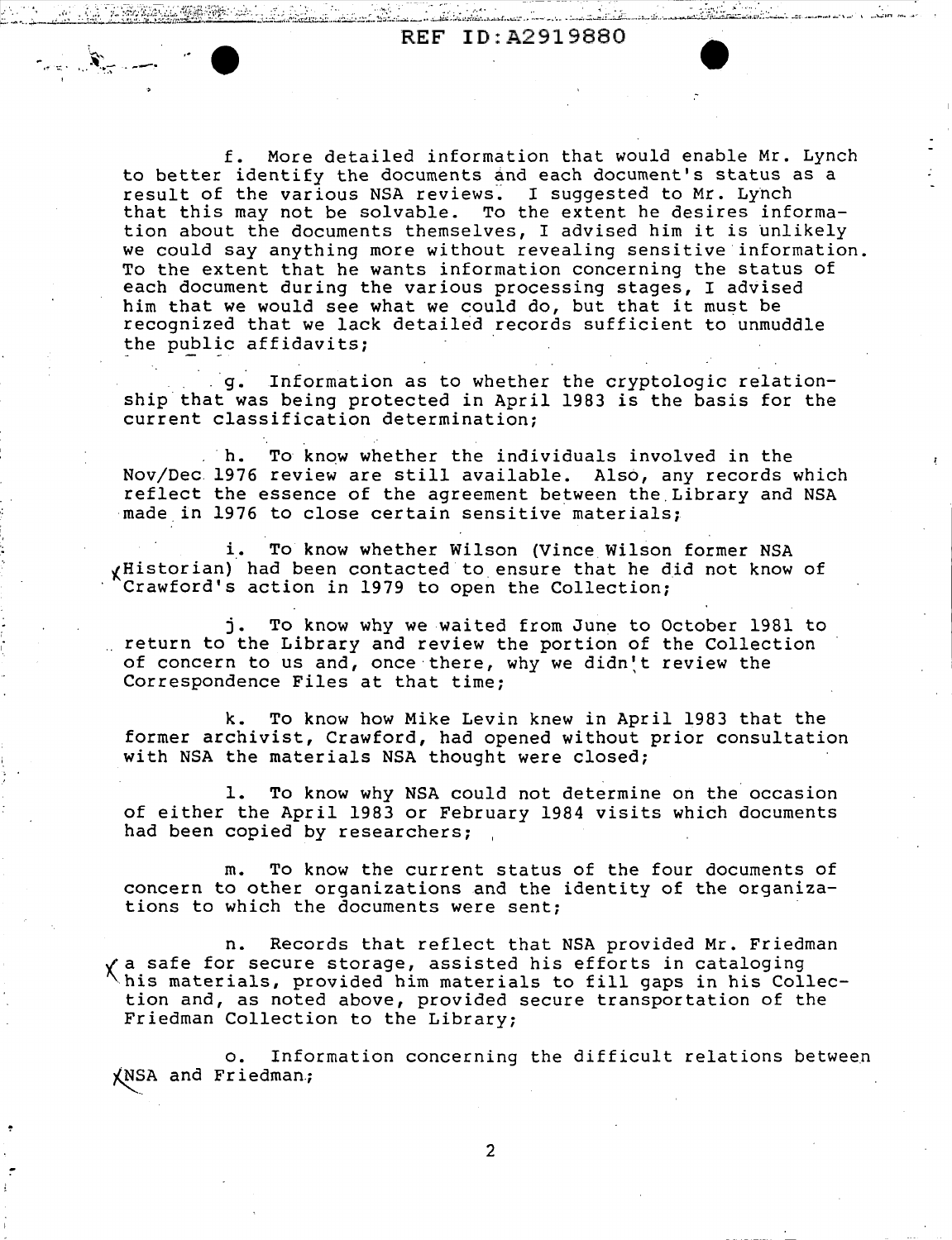f. More detailed information that would enable Mr. Lynch to better identify the documents and each document's status as a result of the various NSA reviews. I suggested to Mr. Lynch that this may not be solvable. To the extent he desires information about the documents themselves, I advised him it is unlikely we could say anything more without revealing sensitive information. To the extent that he wants information concerning the status of each document during the various processing stages, I advised him that we would see what we could do, but that it must be recognized that we lack detailed records sufficient to unmuddle the public affidavits;

g. Information as to whether the cryptologic relationship that was being protected in April 1983 is the basis for the current classification determination;

h. To know whether the individuals involved in the Nov/Dec 1976 review are still available. Also, any records which reflect the essence of the agreement between the Library and NSA made in 1976 to close certain sensitive materials;

i. To know whether Wilson (Vince Wilson former NSA Historian) had been contacted to ensure that he did not know of Crawford's action in 1979 to open the Collection;

j. To know why we waited from June to October 1981 to return to the Library and review the portion of the Collection of concern to us and, once there, why we didn't review the Correspondence Files at that time;

k. To know how Mike Levin knew in April 1983 that the former archivist, Crawford, had opened without prior consultation with NSA the materials NSA thought were closed;

l. To know why NSA could not determine on the occasion of either the April 1983 or February 1984 visits which documents had been copied by researchers;

m. To know the current status of the four documents of concern to other organizations and the identity of the organizations to which the documents were sent;

n. Records that reflect that NSA provided Mr. Friedman a safe for secure storage, assisted his efforts in cataloging his materials, provided him materials to fill gaps in his Collection and, as noted above, provided secure transportation of the Friedman Collection to the Library;

o. Information concerning the difficult relations between NSA and Friedman;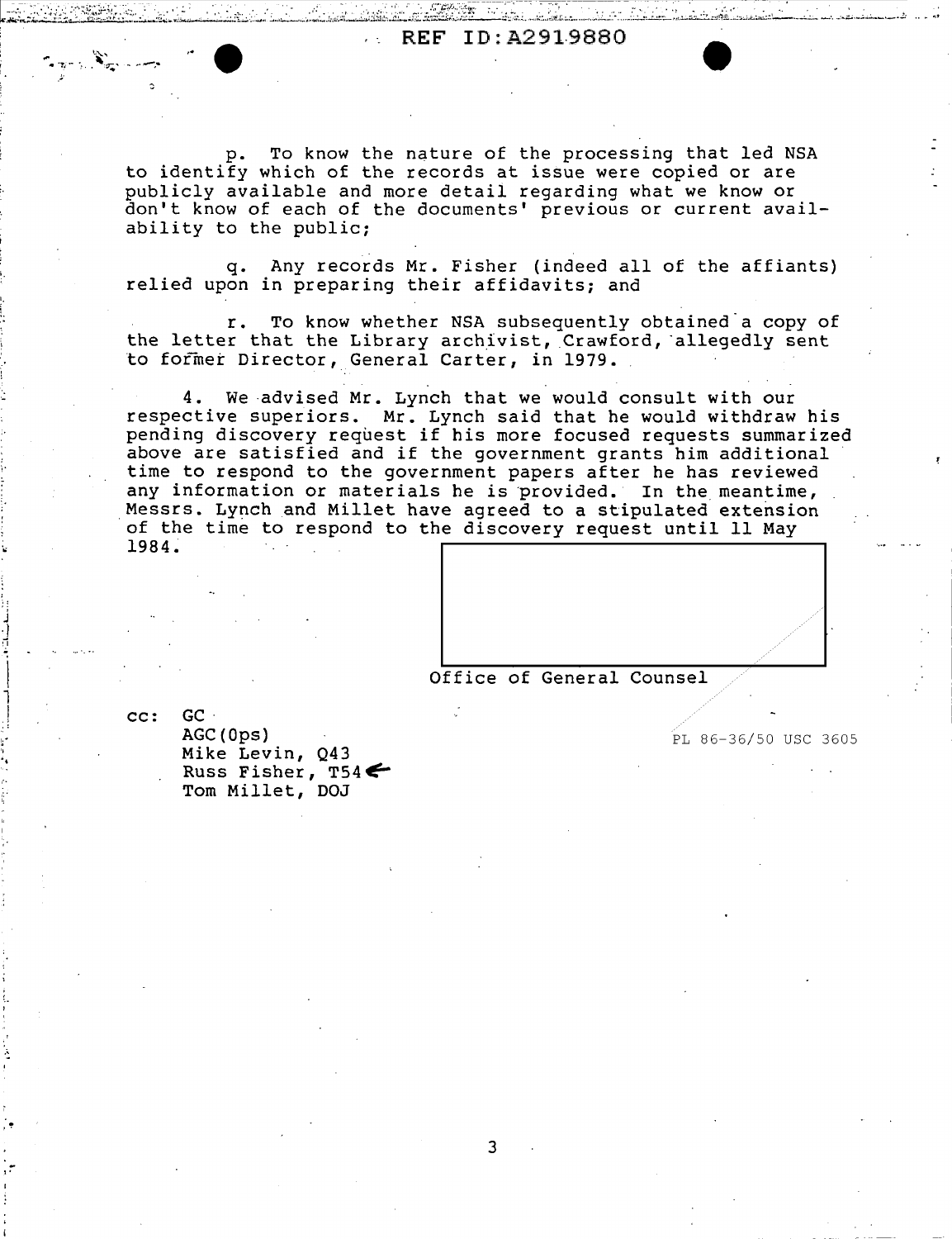p. To know the nature of the processing that led NSA to identify which of the records at issue were copied or are publicly available and more detail regarding what we know or don't know of each of the documents' previous or current availability to the public;

q. Any records Mr. Fisher (indeed all of the affiants) relied upon in preparing their affidavits; and

r. To know whether NSA subsequently obtained a copy of the letter that the Library archivist, Crawford, allegedly sent to former Director, General Carter, in 1979.

4. We advised Mr. Lynch that we would consult with our respective superiors. Mr. Lynch said that he would withdraw his pending discovery request if his more focused requests summarized above are satisfied and if the government grants him additional time to respond to the government papers after he has reviewed any information or materials he is provided. In the meantime, Messrs. Lynch and Millet have agreed to a stipulated extension of the time to respond to the discovery request until 11 May 1984.

Office of General Counsel

cc: GC
AGC(Ops)
Mike Levin, Q43
Russ Fisher, T54
Tom Millet, DOJ

PL 86-36/50 USC 3605